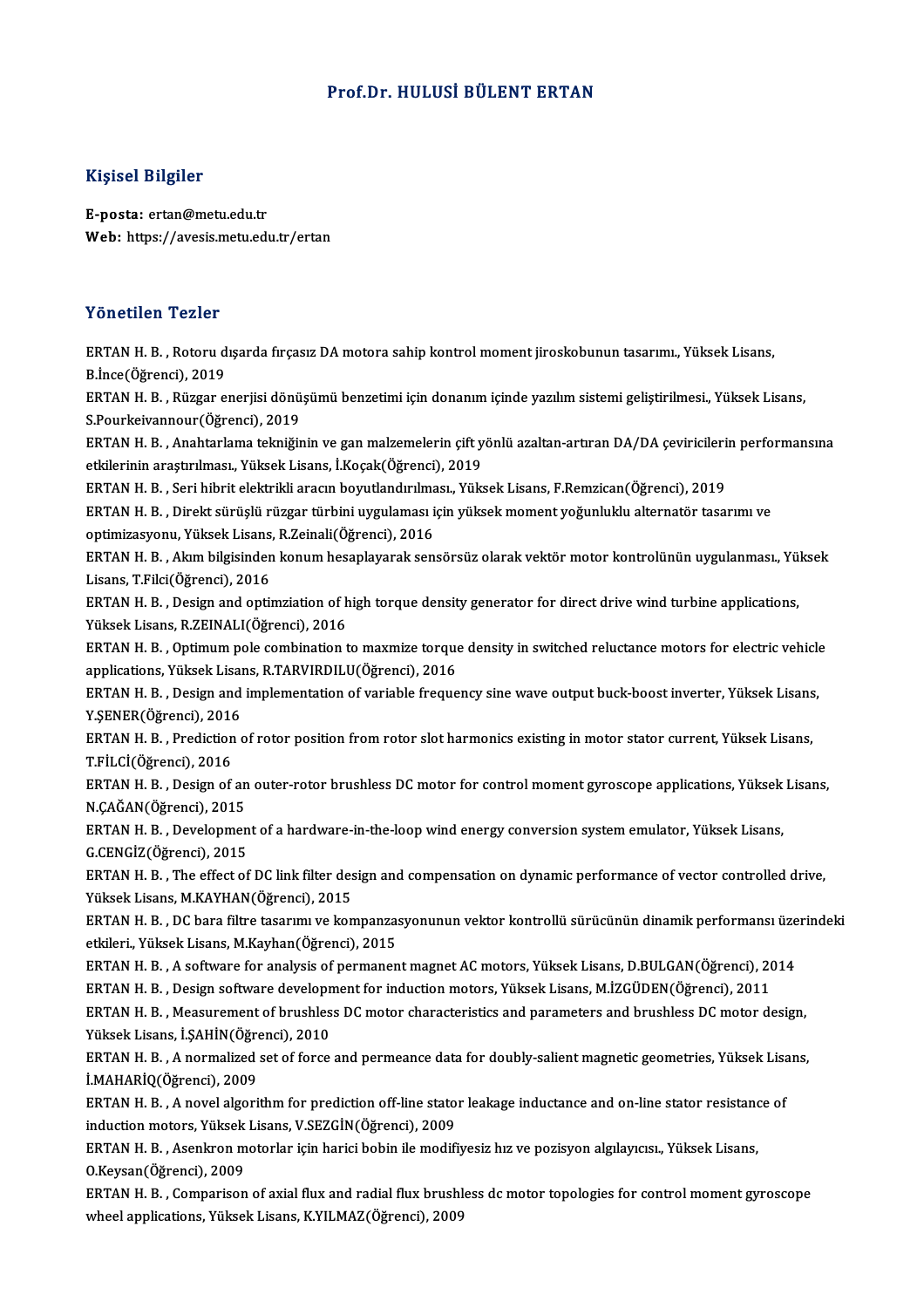# Prof.Dr. HULUSİ BÜLENT ERTAN

## Kişisel Bilgiler

**E-posta:** ertan@metu.edu.tr
**Web:** https://avesis.metu.edu.tr/ertan

## Yönetilen Tezler

ERTAN H. B. , Rotoru dışarda fırçasız DA motora sahip kontrol moment jiroskobunun tasarımı., Yüksek Lisans, B.İnce(Öğrenci), 2019

ERTAN H. B. , Rüzgar enerjisi dönüşümü benzetimi için donanım içinde yazılım sistemi geliştirilmesi., Yüksek Lisans, S.Pourkeivannour(Öğrenci), 2019

ERTAN H. B. , Anahtarlama tekniğinin ve gan malzemelerin çift yönlü azaltan-artıran DA/DA çeviricilerin performansına etkilerinin araştırılması., Yüksek Lisans, İ.Koçak(Öğrenci), 2019

ERTAN H. B. , Seri hibrit elektrikli aracın boyutlandırılması., Yüksek Lisans, F.Remzican(Öğrenci), 2019

ERTAN H. B. , Direkt sürüşlü rüzgar türbini uygulaması için yüksek moment yoğunluklu alternatör tasarımı ve optimizasyonu, Yüksek Lisans, R.Zeinali(Öğrenci), 2016

ERTAN H. B. , Akım bilgisinden konum hesaplayarak sensörsüz olarak vektör motor kontrolünün uygulanması., Yüksek Lisans, T.Filci(Öğrenci), 2016

ERTAN H. B. , Design and optimziation of high torque density generator for direct drive wind turbine applications, Yüksek Lisans, R.ZEINALI(Öğrenci), 2016

ERTAN H. B. , Optimum pole combination to maxmize torque density in switched reluctance motors for electric vehicle applications, Yüksek Lisans, R.TARVIRDILU(Öğrenci), 2016

ERTAN H. B. , Design and implementation of variable frequency sine wave output buck-boost inverter, Yüksek Lisans, Y.ŞENER(Öğrenci), 2016

ERTAN H. B. , Prediction of rotor position from rotor slot harmonics existing in motor stator current, Yüksek Lisans, T.FİLCİ(Öğrenci), 2016

ERTAN H. B. , Design of an outer-rotor brushless DC motor for control moment gyroscope applications, Yüksek Lisans, N.ÇAĞAN(Öğrenci), 2015

ERTAN H. B. , Development of a hardware-in-the-loop wind energy conversion system emulator, Yüksek Lisans, G.CENGİZ(Öğrenci), 2015

ERTAN H. B. , The effect of DC link filter design and compensation on dynamic performance of vector controlled drive, Yüksek Lisans, M.KAYHAN(Öğrenci), 2015

ERTAN H. B. , DC bara filtre tasarımı ve kompanzasyonunun vektor kontrollü sürücünün dinamik performansı üzerindeki etkileri., Yüksek Lisans, M.Kayhan(Öğrenci), 2015

ERTAN H. B. , A software for analysis of permanent magnet AC motors, Yüksek Lisans, D.BULGAN(Öğrenci), 2014

ERTAN H. B. , Design software development for induction motors, Yüksek Lisans, M.İZGÜDEN(Öğrenci), 2011

ERTAN H. B. , Measurement of brushless DC motor characteristics and parameters and brushless DC motor design, Yüksek Lisans, İ.ŞAHİN(Öğrenci), 2010

ERTAN H. B. , A normalized set of force and permeance data for doubly-salient magnetic geometries, Yüksek Lisans, İ.MAHARİQ(Öğrenci), 2009

ERTAN H. B. , A novel algorithm for prediction off-line stator leakage inductance and on-line stator resistance of induction motors, Yüksek Lisans, V.SEZGİN(Öğrenci), 2009

ERTAN H. B. , Asenkron motorlar için harici bobin ile modifiyesiz hız ve pozisyon algılayıcısı., Yüksek Lisans, O.Keysan(Öğrenci), 2009

ERTAN H. B. , Comparison of axial flux and radial flux brushless dc motor topologies for control moment gyroscope wheel applications, Yüksek Lisans, K.YILMAZ(Öğrenci), 2009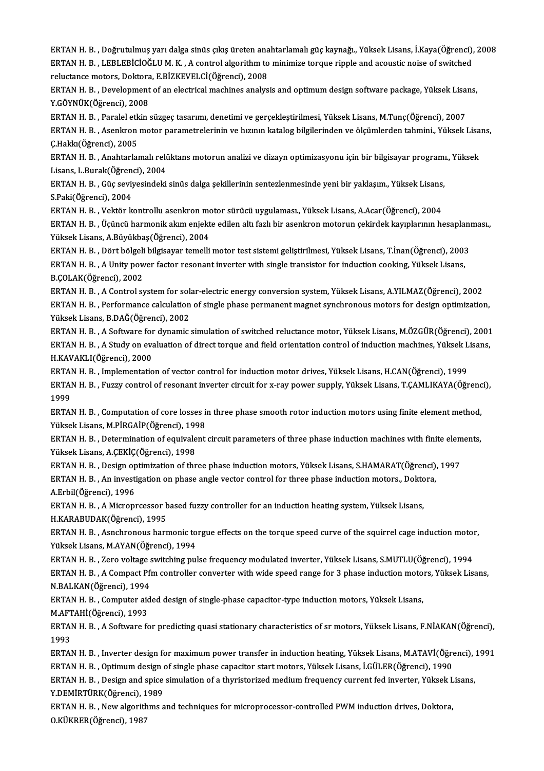ERTAN H. B. , Doğrutulmuş yarı dalga sinüs çıkış üreten anahtarlamalı güç kaynağı., Yüksek Lisans, İ.Kaya(Öğrenci), 2008

ERTAN H. B. , LEBLEBİCİOĞLU M. K. , A control algorithm to minimize torque ripple and acoustic noise of switched reluctance motors, Doktora, E.BİZKEVELCİ(Öğrenci), 2008

ERTAN H. B. , Development of an electrical machines analysis and optimum design software package, Yüksek Lisans, Y.GÖYNÜK(Öğrenci), 2008

ERTAN H. B. , Paralel etkin süzgeç tasarımı, denetimi ve gerçekleştirilmesi, Yüksek Lisans, M.Tunç(Öğrenci), 2007

ERTAN H. B. , Asenkron motor parametrelerinin ve hızının katalog bilgilerinden ve ölçümlerden tahmini., Yüksek Lisans, Ç.Hakkı(Öğrenci), 2005

ERTAN H. B. , Anahtarlamalı relüktans motorun analizi ve dizayn optimizasyonu için bir bilgisayar programı., Yüksek Lisans, L.Burak(Öğrenci), 2004

ERTAN H. B. , Güç seviyesindeki sinüs dalga şekillerinin sentezlenmesinde yeni bir yaklaşım., Yüksek Lisans, S.Paki(Öğrenci), 2004

ERTAN H. B. , Vektör kontrollu asenkron motor sürücü uygulaması., Yüksek Lisans, A.Acar(Öğrenci), 2004

ERTAN H. B. , Üçüncü harmonik akım enjekte edilen altı fazlı bir asenkron motorun çekirdek kayıplarının hesaplanması., Yüksek Lisans, A.Büyükbaş(Öğrenci), 2004

ERTAN H. B. , Dört bölgeli bilgisayar temelli motor test sistemi geliştirilmesi, Yüksek Lisans, T.İnan(Öğrenci), 2003

ERTAN H. B. , A Unity power factor resonant inverter with single transistor for induction cooking, Yüksek Lisans, B.ÇOLAK(Öğrenci), 2002

ERTAN H. B. , A Control system for solar-electric energy conversion system, Yüksek Lisans, A.YILMAZ(Öğrenci), 2002

ERTAN H. B. , Performance calculation of single phase permanent magnet synchronous motors for design optimization, Yüksek Lisans, B.DAĞ(Öğrenci), 2002

ERTAN H. B. , A Software for dynamic simulation of switched reluctance motor, Yüksek Lisans, M.ÖZGÜR(Öğrenci), 2001

ERTAN H. B. , A Study on evaluation of direct torque and field orientation control of induction machines, Yüksek Lisans, H.KAVAKLI(Öğrenci), 2000

ERTAN H. B. , Implementation of vector control for induction motor drives, Yüksek Lisans, H.CAN(Öğrenci), 1999

ERTAN H. B. , Fuzzy control of resonant inverter circuit for x-ray power supply, Yüksek Lisans, T.ÇAMLIKAYA(Öğrenci), 1999

ERTAN H. B. , Computation of core losses in three phase smooth rotor induction motors using finite element method, Yüksek Lisans, M.PİRGAİP(Öğrenci), 1998

ERTAN H. B. , Determination of equivalent circuit parameters of three phase induction machines with finite elements, Yüksek Lisans, A.ÇEKİÇ(Öğrenci), 1998

ERTAN H. B. , Design optimization of three phase induction motors, Yüksek Lisans, S.HAMARAT(Öğrenci), 1997

ERTAN H. B. , An investigation on phase angle vector control for three phase induction motors., Doktora, A.Erbil(Öğrenci), 1996

ERTAN H. B. , A Microprcessor based fuzzy controller for an induction heating system, Yüksek Lisans, H.KARABUDAK(Öğrenci), 1995

ERTAN H. B. , Asnchronous harmonic torgue effects on the torque speed curve of the squirrel cage induction motor, Yüksek Lisans, M.AYAN(Öğrenci), 1994

ERTAN H. B. , Zero voltage switching pulse frequency modulated inverter, Yüksek Lisans, S.MUTLU(Öğrenci), 1994

ERTAN H. B. , A Compact Pfm controller converter with wide speed range for 3 phase induction motors, Yüksek Lisans, N.BALKAN(Öğrenci), 1994

ERTAN H. B. , Computer aided design of single-phase capacitor-type induction motors, Yüksek Lisans, M.AFTAHİ(Öğrenci), 1993

ERTAN H. B. , A Software for predicting quasi stationary characteristics of sr motors, Yüksek Lisans, F.NİAKAN(Öğrenci), 1993

ERTAN H. B. , Inverter design for maximum power transfer in induction heating, Yüksek Lisans, M.ATAVİ(Öğrenci), 1991

ERTAN H. B. , Optimum design of single phase capacitor start motors, Yüksek Lisans, İ.GÜLER(Öğrenci), 1990

ERTAN H. B. , Design and spice simulation of a thyristorized medium frequency current fed inverter, Yüksek Lisans, Y.DEMİRTÜRK(Öğrenci), 1989

ERTAN H. B. , New algorithms and techniques for microprocessor-controlled PWM induction drives, Doktora, O.KÜKRER(Öğrenci), 1987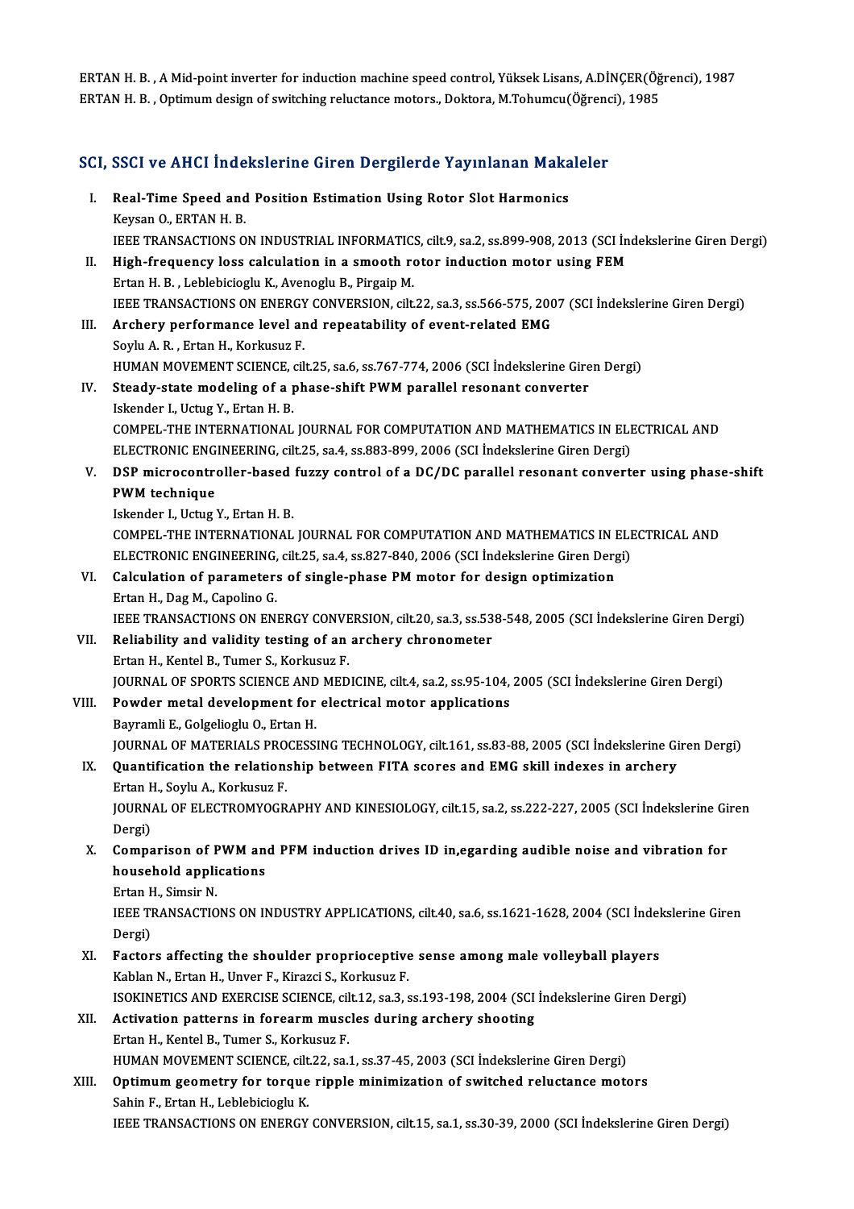ERTAN H. B. , A Mid-point inverter for induction machine speed control, Yüksek Lisans, A.DİNÇER(Öğrenci), 1987
ERTAN H. B. , Optimum design of switching reluctance motors., Doktora, M.Tohumcu(Öğrenci), 1985

## SCI, SSCI ve AHCI İndekslerine Giren Dergilerde Yayınlanan Makaleler

I. **Real-Time Speed and Position Estimation Using Rotor Slot Harmonics**
Keysan O., ERTAN H. B.
IEEE TRANSACTIONS ON INDUSTRIAL INFORMATICS, cilt.9, sa.2, ss.899-908, 2013 (SCI İndekslerine Giren Dergi)

II. **High-frequency loss calculation in a smooth rotor induction motor using FEM**
Ertan H. B. , Leblebicioglu K., Avenoglu B., Pirgaip M.
IEEE TRANSACTIONS ON ENERGY CONVERSION, cilt.22, sa.3, ss.566-575, 2007 (SCI İndekslerine Giren Dergi)

III. **Archery performance level and repeatability of event-related EMG**
Soylu A. R. , Ertan H., Korkusuz F.
HUMAN MOVEMENT SCIENCE, cilt.25, sa.6, ss.767-774, 2006 (SCI İndekslerine Giren Dergi)

IV. **Steady-state modeling of a phase-shift PWM parallel resonant converter**
Iskender I., Uctug Y., Ertan H. B.
COMPEL-THE INTERNATIONAL JOURNAL FOR COMPUTATION AND MATHEMATICS IN ELECTRICAL AND ELECTRONIC ENGINEERING, cilt.25, sa.4, ss.883-899, 2006 (SCI İndekslerine Giren Dergi)

V. **DSP microcontroller-based fuzzy control of a DC/DC parallel resonant converter using phase-shift PWM technique**
Iskender I., Uctug Y., Ertan H. B.
COMPEL-THE INTERNATIONAL JOURNAL FOR COMPUTATION AND MATHEMATICS IN ELECTRICAL AND ELECTRONIC ENGINEERING, cilt.25, sa.4, ss.827-840, 2006 (SCI İndekslerine Giren Dergi)

VI. **Calculation of parameters of single-phase PM motor for design optimization**
Ertan H., Dag M., Capolino G.
IEEE TRANSACTIONS ON ENERGY CONVERSION, cilt.20, sa.3, ss.538-548, 2005 (SCI İndekslerine Giren Dergi)

VII. **Reliability and validity testing of an archery chronometer**
Ertan H., Kentel B., Tumer S., Korkusuz F.
JOURNAL OF SPORTS SCIENCE AND MEDICINE, cilt.4, sa.2, ss.95-104, 2005 (SCI İndekslerine Giren Dergi)

VIII. **Powder metal development for electrical motor applications**
Bayramli E., Golgelioglu O., Ertan H.
JOURNAL OF MATERIALS PROCESSING TECHNOLOGY, cilt.161, ss.83-88, 2005 (SCI İndekslerine Giren Dergi)

IX. **Quantification the relationship between FITA scores and EMG skill indexes in archery**
Ertan H., Soylu A., Korkusuz F.
JOURNAL OF ELECTROMYOGRAPHY AND KINESIOLOGY, cilt.15, sa.2, ss.222-227, 2005 (SCI İndekslerine Giren Dergi)

X. **Comparison of PWM and PFM induction drives ID in,egarding audible noise and vibration for household applications**
Ertan H., Simsir N.
IEEE TRANSACTIONS ON INDUSTRY APPLICATIONS, cilt.40, sa.6, ss.1621-1628, 2004 (SCI İndekslerine Giren Dergi)

XI. **Factors affecting the shoulder proprioceptive sense among male volleyball players**
Kablan N., Ertan H., Unver F., Kirazci S., Korkusuz F.
ISOKINETICS AND EXERCISE SCIENCE, cilt.12, sa.3, ss.193-198, 2004 (SCI İndekslerine Giren Dergi)

XII. **Activation patterns in forearm muscles during archery shooting**
Ertan H., Kentel B., Tumer S., Korkusuz F.
HUMAN MOVEMENT SCIENCE, cilt.22, sa.1, ss.37-45, 2003 (SCI İndekslerine Giren Dergi)

XIII. **Optimum geometry for torque ripple minimization of switched reluctance motors**
Sahin F., Ertan H., Leblebicioglu K.
IEEE TRANSACTIONS ON ENERGY CONVERSION, cilt.15, sa.1, ss.30-39, 2000 (SCI İndekslerine Giren Dergi)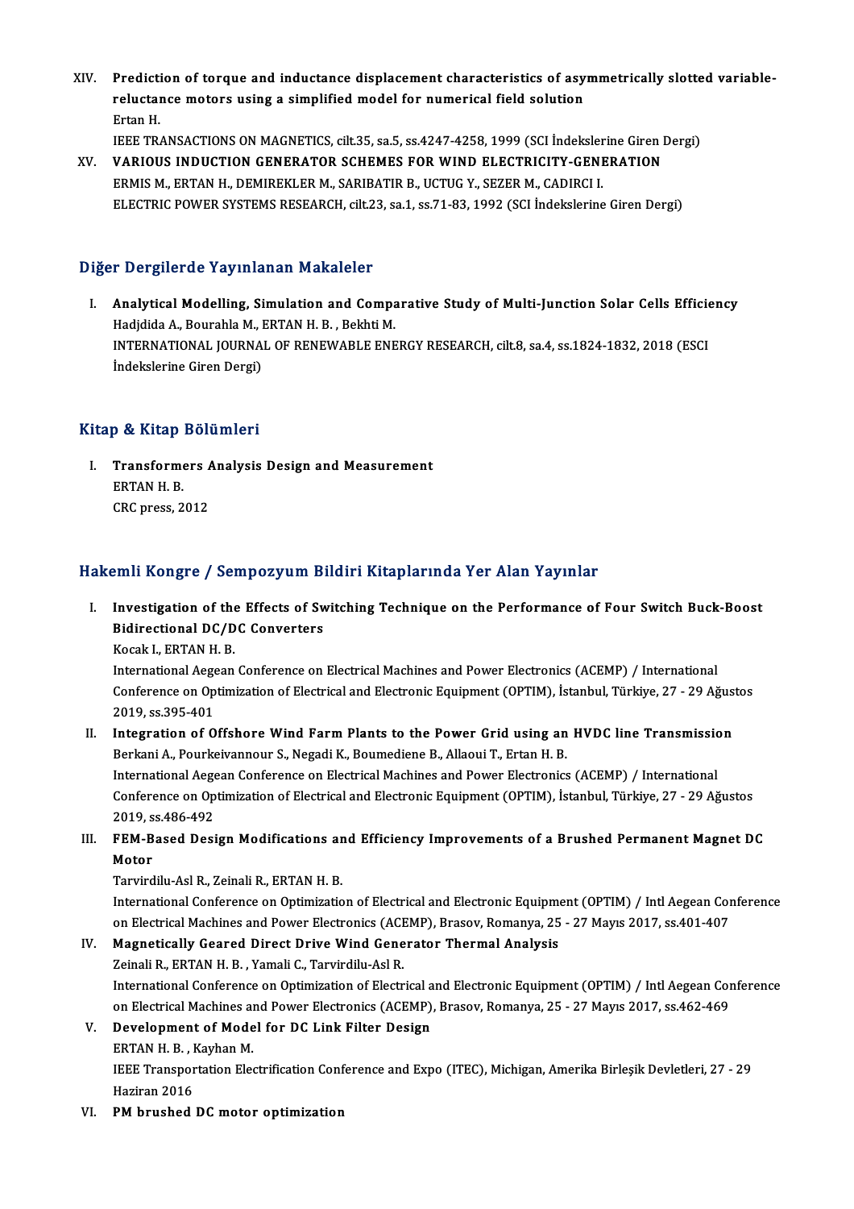XIV. **Prediction of torque and inductance displacement characteristics of asymmetrically slotted variable-reluctance motors using a simplified model for numerical field solution**
Ertan H.
IEEE TRANSACTIONS ON MAGNETICS, cilt.35, sa.5, ss.4247-4258, 1999 (SCI İndekslerine Giren Dergi)

XV. **VARIOUS INDUCTION GENERATOR SCHEMES FOR WIND ELECTRICITY-GENERATION**
ERMIS M., ERTAN H., DEMIREKLER M., SARIBATIR B., UCTUG Y., SEZER M., CADIRCI I.
ELECTRIC POWER SYSTEMS RESEARCH, cilt.23, sa.1, ss.71-83, 1992 (SCI İndekslerine Giren Dergi)

## Diğer Dergilerde Yayınlanan Makaleler

I. **Analytical Modelling, Simulation and Comparative Study of Multi-Junction Solar Cells Efficiency**
Hadjdida A., Bourahla M., ERTAN H. B. , Bekhti M.
INTERNATIONAL JOURNAL OF RENEWABLE ENERGY RESEARCH, cilt.8, sa.4, ss.1824-1832, 2018 (ESCI İndekslerine Giren Dergi)

## Kitap & Kitap Bölümleri

I. **Transformers Analysis Design and Measurement**
ERTAN H. B.
CRC press, 2012

## Hakemli Kongre / Sempozyum Bildiri Kitaplarında Yer Alan Yayınlar

I. **Investigation of the Effects of Switching Technique on the Performance of Four Switch Buck-Boost Bidirectional DC/DC Converters**
Kocak I., ERTAN H. B.
International Aegean Conference on Electrical Machines and Power Electronics (ACEMP) / International Conference on Optimization of Electrical and Electronic Equipment (OPTIM), İstanbul, Türkiye, 27 - 29 Ağustos 2019, ss.395-401

II. **Integration of Offshore Wind Farm Plants to the Power Grid using an HVDC line Transmission**
Berkani A., Pourkeivannour S., Negadi K., Boumediene B., Allaoui T., Ertan H. B.
International Aegean Conference on Electrical Machines and Power Electronics (ACEMP) / International Conference on Optimization of Electrical and Electronic Equipment (OPTIM), İstanbul, Türkiye, 27 - 29 Ağustos 2019, ss.486-492

III. **FEM-Based Design Modifications and Efficiency Improvements of a Brushed Permanent Magnet DC Motor**
Tarvirdilu-Asl R., Zeinali R., ERTAN H. B.
International Conference on Optimization of Electrical and Electronic Equipment (OPTIM) / Intl Aegean Conference on Electrical Machines and Power Electronics (ACEMP), Brasov, Romanya, 25 - 27 Mayıs 2017, ss.401-407

IV. **Magnetically Geared Direct Drive Wind Generator Thermal Analysis**
Zeinali R., ERTAN H. B. , Yamali C., Tarvirdilu-Asl R.
International Conference on Optimization of Electrical and Electronic Equipment (OPTIM) / Intl Aegean Conference on Electrical Machines and Power Electronics (ACEMP), Brasov, Romanya, 25 - 27 Mayıs 2017, ss.462-469

V. **Development of Model for DC Link Filter Design**
ERTAN H. B. , Kayhan M.
IEEE Transportation Electrification Conference and Expo (ITEC), Michigan, Amerika Birleşik Devletleri, 27 - 29 Haziran 2016

VI. **PM brushed DC motor optimization**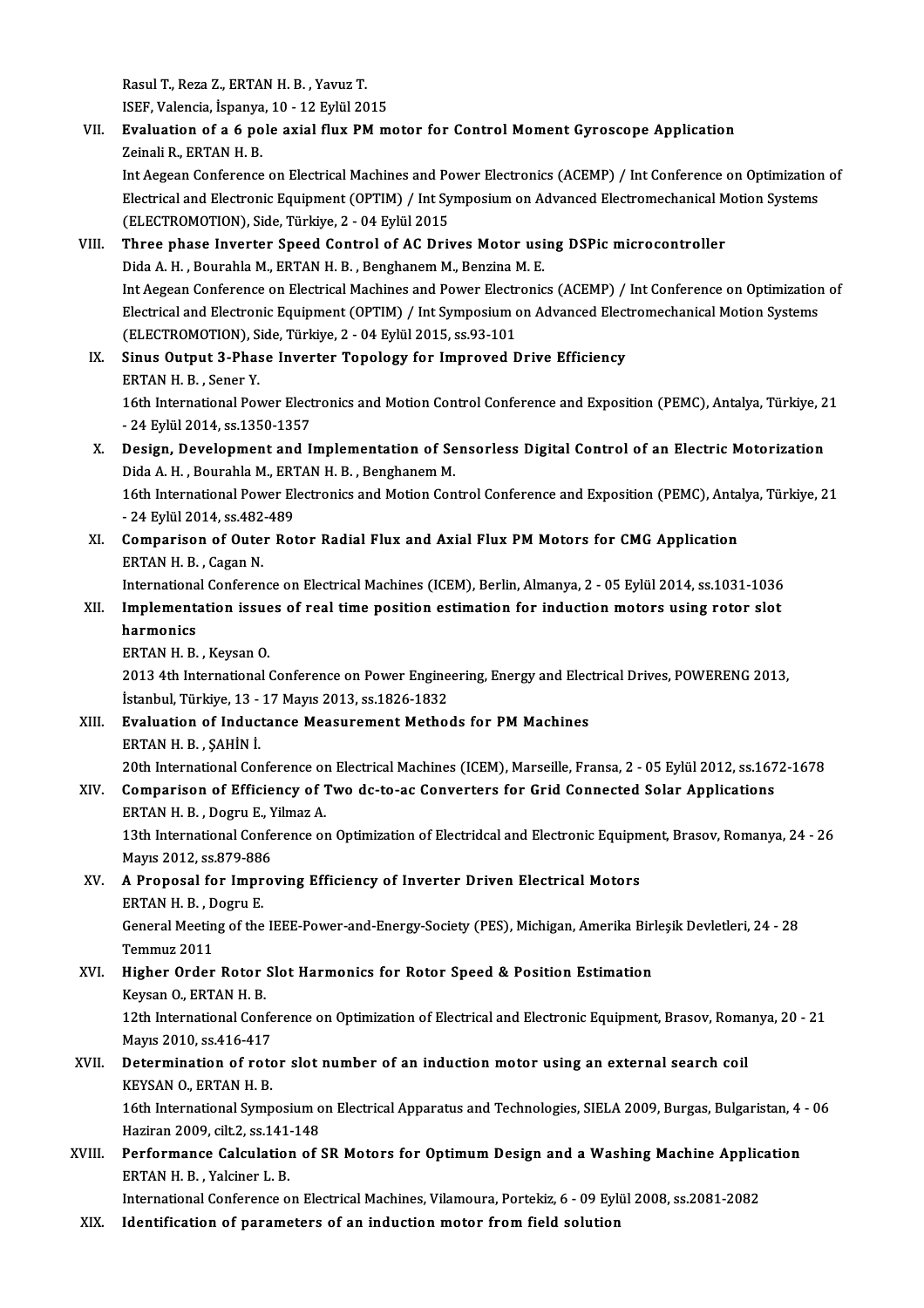Rasul T., Reza Z., ERTAN H. B. , Yavuz T.
ISEF, Valencia, İspanya, 10 - 12 Eylül 2015

VII. **Evaluation of a 6 pole axial flux PM motor for Control Moment Gyroscope Application**
Zeinali R., ERTAN H. B.
Int Aegean Conference on Electrical Machines and Power Electronics (ACEMP) / Int Conference on Optimization of Electrical and Electronic Equipment (OPTIM) / Int Symposium on Advanced Electromechanical Motion Systems (ELECTROMOTION), Side, Türkiye, 2 - 04 Eylül 2015

VIII. **Three phase Inverter Speed Control of AC Drives Motor using DSPic microcontroller**
Dida A. H. , Bourahla M., ERTAN H. B. , Benghanem M., Benzina M. E.
Int Aegean Conference on Electrical Machines and Power Electronics (ACEMP) / Int Conference on Optimization of Electrical and Electronic Equipment (OPTIM) / Int Symposium on Advanced Electromechanical Motion Systems (ELECTROMOTION), Side, Türkiye, 2 - 04 Eylül 2015, ss.93-101

IX. **Sinus Output 3-Phase Inverter Topology for Improved Drive Efficiency**
ERTAN H. B. , Sener Y.
16th International Power Electronics and Motion Control Conference and Exposition (PEMC), Antalya, Türkiye, 21 - 24 Eylül 2014, ss.1350-1357

X. **Design, Development and Implementation of Sensorless Digital Control of an Electric Motorization**
Dida A. H. , Bourahla M., ERTAN H. B. , Benghanem M.
16th International Power Electronics and Motion Control Conference and Exposition (PEMC), Antalya, Türkiye, 21 - 24 Eylül 2014, ss.482-489

XI. **Comparison of Outer Rotor Radial Flux and Axial Flux PM Motors for CMG Application**
ERTAN H. B. , Cagan N.
International Conference on Electrical Machines (ICEM), Berlin, Almanya, 2 - 05 Eylül 2014, ss.1031-1036

XII. **Implementation issues of real time position estimation for induction motors using rotor slot harmonics**
ERTAN H. B. , Keysan O.
2013 4th International Conference on Power Engineering, Energy and Electrical Drives, POWERENG 2013, İstanbul, Türkiye, 13 - 17 Mayıs 2013, ss.1826-1832

XIII. **Evaluation of Inductance Measurement Methods for PM Machines**
ERTAN H. B. , ŞAHİN İ.
20th International Conference on Electrical Machines (ICEM), Marseille, Fransa, 2 - 05 Eylül 2012, ss.1672-1678

XIV. **Comparison of Efficiency of Two dc-to-ac Converters for Grid Connected Solar Applications**
ERTAN H. B. , Dogru E., Yilmaz A.
13th International Conference on Optimization of Electridcal and Electronic Equipment, Brasov, Romanya, 24 - 26 Mayıs 2012, ss.879-886

XV. **A Proposal for Improving Efficiency of Inverter Driven Electrical Motors**
ERTAN H. B. , Dogru E.
General Meeting of the IEEE-Power-and-Energy-Society (PES), Michigan, Amerika Birleşik Devletleri, 24 - 28 Temmuz 2011

XVI. **Higher Order Rotor Slot Harmonics for Rotor Speed & Position Estimation**
Keysan O., ERTAN H. B.
12th International Conference on Optimization of Electrical and Electronic Equipment, Brasov, Romanya, 20 - 21 Mayıs 2010, ss.416-417

XVII. **Determination of rotor slot number of an induction motor using an external search coil**
KEYSAN O., ERTAN H. B.
16th International Symposium on Electrical Apparatus and Technologies, SIELA 2009, Burgas, Bulgaristan, 4 - 06 Haziran 2009, cilt.2, ss.141-148

XVIII. **Performance Calculation of SR Motors for Optimum Design and a Washing Machine Application**
ERTAN H. B. , Yalciner L. B.
International Conference on Electrical Machines, Vilamoura, Portekiz, 6 - 09 Eylül 2008, ss.2081-2082

XIX. **Identification of parameters of an induction motor from field solution**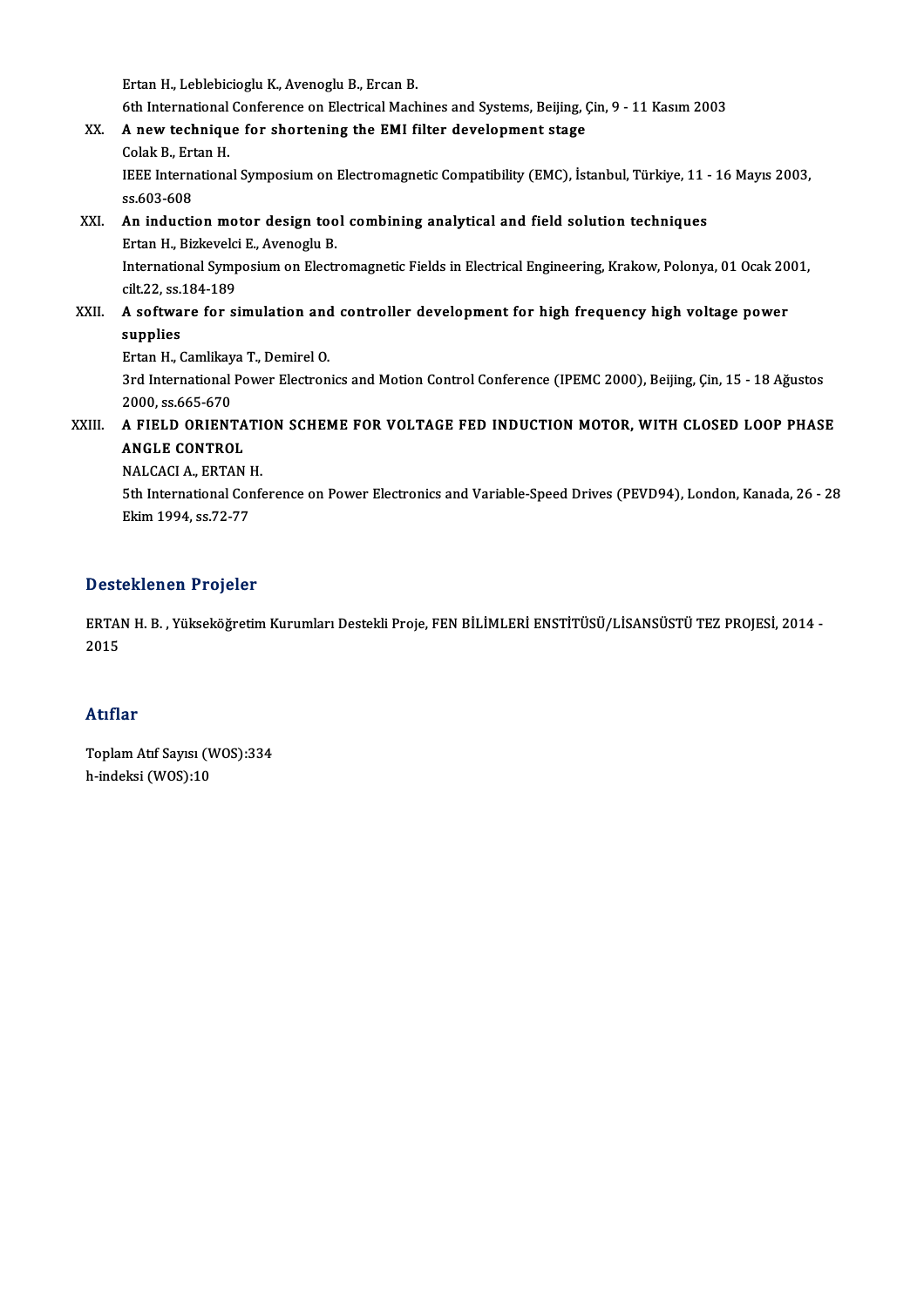Ertan H., Leblebicioglu K., Avenoglu B., Ercan B.
6th International Conference on Electrical Machines and Systems, Beijing, Çin, 9 - 11 Kasım 2003

XX. **A new technique for shortening the EMI filter development stage**
Colak B., Ertan H.
IEEE International Symposium on Electromagnetic Compatibility (EMC), İstanbul, Türkiye, 11 - 16 Mayıs 2003, ss.603-608

XXI. **An induction motor design tool combining analytical and field solution techniques**
Ertan H., Bizkevelci E., Avenoglu B.
International Symposium on Electromagnetic Fields in Electrical Engineering, Krakow, Polonya, 01 Ocak 2001, cilt.22, ss.184-189

XXII. **A software for simulation and controller development for high frequency high voltage power supplies**
Ertan H., Camlikaya T., Demirel O.
3rd International Power Electronics and Motion Control Conference (IPEMC 2000), Beijing, Çin, 15 - 18 Ağustos 2000, ss.665-670

XXIII. **A FIELD ORIENTATION SCHEME FOR VOLTAGE FED INDUCTION MOTOR, WITH CLOSED LOOP PHASE ANGLE CONTROL**
NALCACI A., ERTAN H.
5th International Conference on Power Electronics and Variable-Speed Drives (PEVD94), London, Kanada, 26 - 28 Ekim 1994, ss.72-77

## Desteklenen Projeler

ERTAN H. B. , Yükseköğretim Kurumları Destekli Proje, FEN BİLİMLERİ ENSTİTÜSÜ/LİSANSÜSTÜ TEZ PROJESİ, 2014 - 2015

## Atıflar

Toplam Atıf Sayısı (WOS):334
h-indeksi (WOS):10